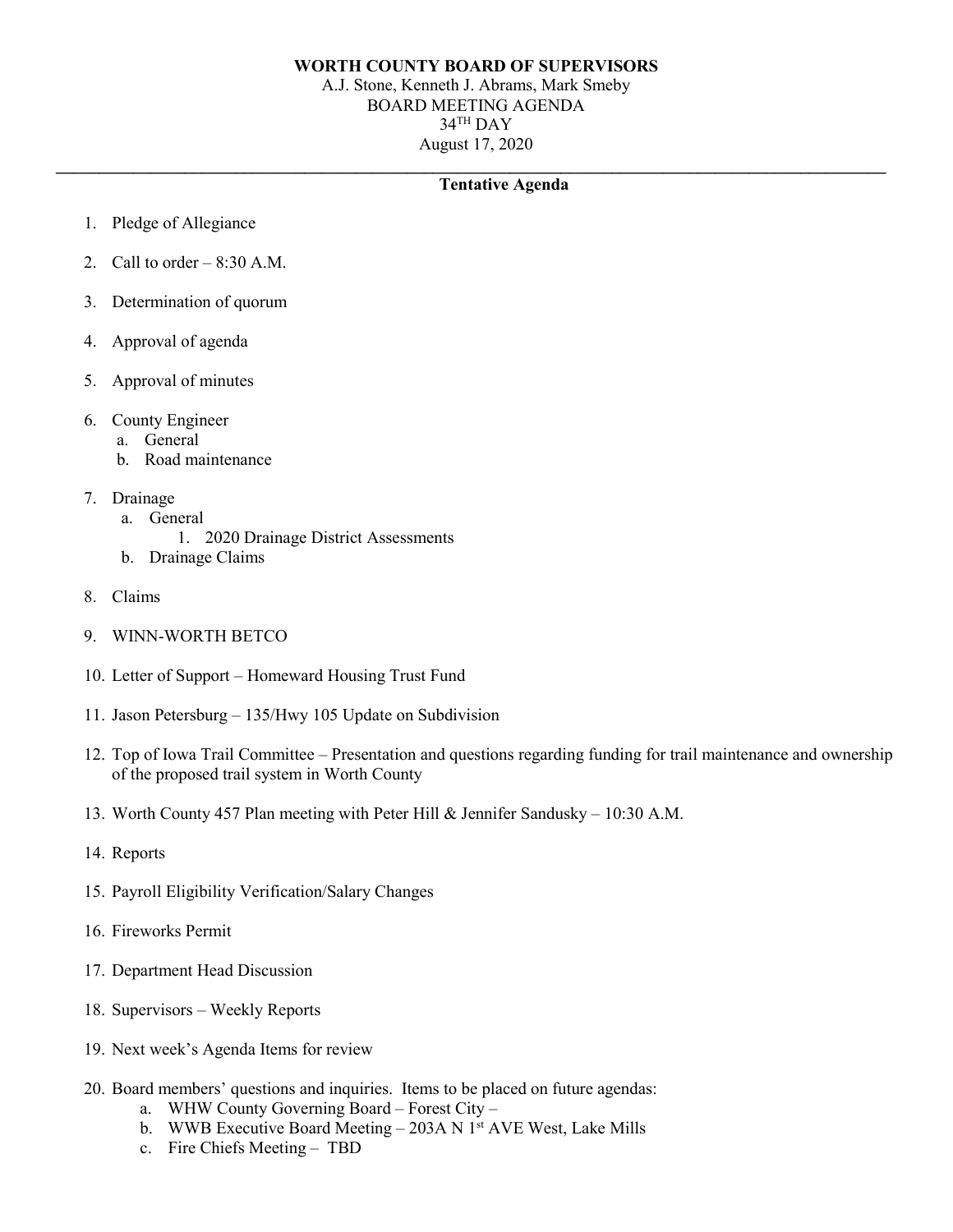**WORTH COUNTY BOARD OF SUPERVISORS**

A.J. Stone, Kenneth J. Abrams, Mark Smeby

BOARD MEETING AGENDA

34TH DAY

August 17, 2020

---

**Tentative Agenda**

1. Pledge of Allegiance
2. Call to order – 8:30 A.M.
3. Determination of quorum
4. Approval of agenda
5. Approval of minutes
6. County Engineer
   a. General
   b. Road maintenance
7. Drainage
   a. General
      1. 2020 Drainage District Assessments
   b. Drainage Claims
8. Claims
9. WINN-WORTH BETCO
10. Letter of Support – Homeward Housing Trust Fund
11. Jason Petersburg – 135/Hwy 105 Update on Subdivision
12. Top of Iowa Trail Committee – Presentation and questions regarding funding for trail maintenance and ownership of the proposed trail system in Worth County
13. Worth County 457 Plan meeting with Peter Hill & Jennifer Sandusky – 10:30 A.M.
14. Reports
15. Payroll Eligibility Verification/Salary Changes
16. Fireworks Permit
17. Department Head Discussion
18. Supervisors – Weekly Reports
19. Next week's Agenda Items for review
20. Board members' questions and inquiries. Items to be placed on future agendas:
    a. WHW County Governing Board – Forest City –
    b. WWB Executive Board Meeting – 203A N 1st AVE West, Lake Mills
    c. Fire Chiefs Meeting – TBD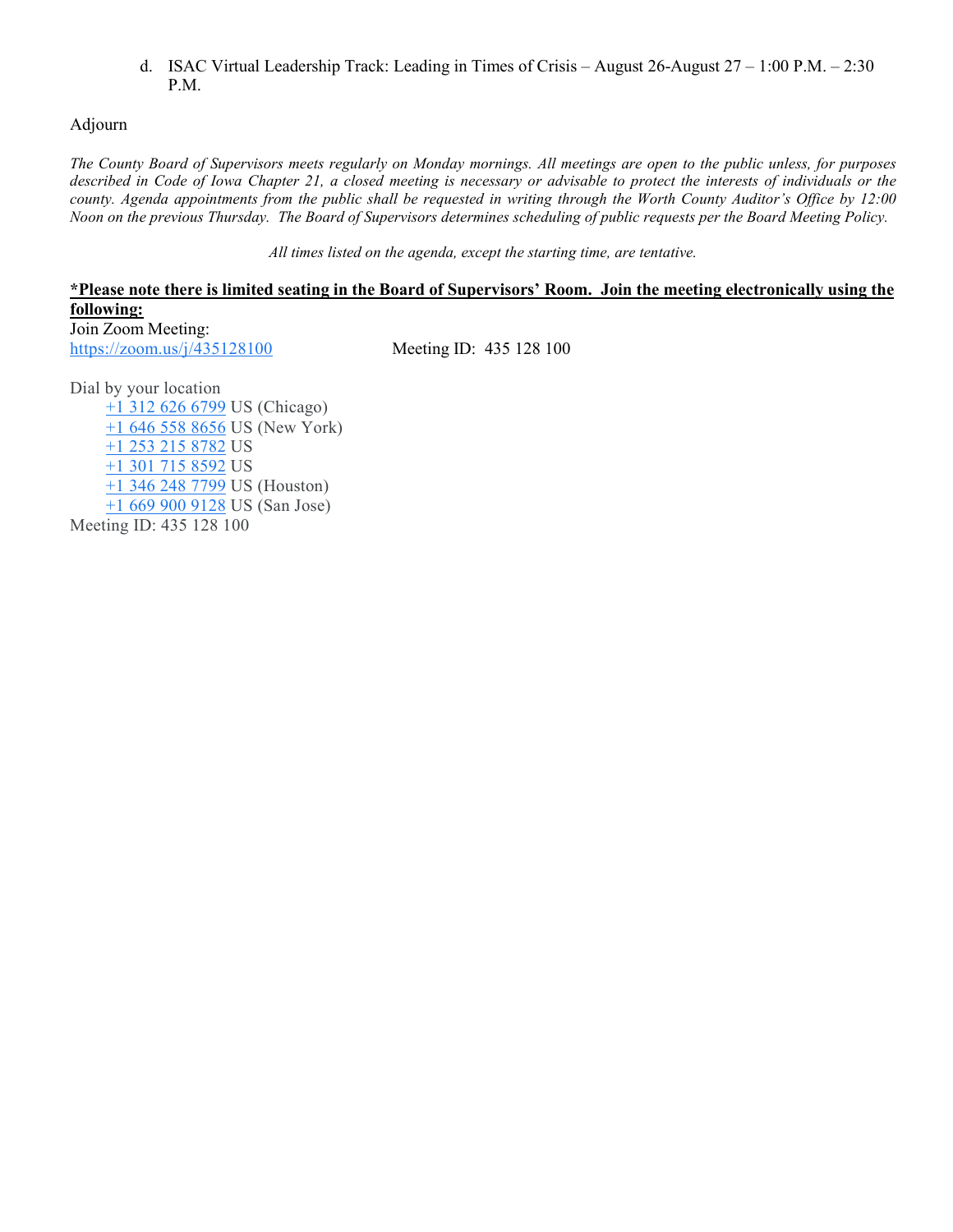d. ISAC Virtual Leadership Track: Leading in Times of Crisis – August 26-August 27 – 1:00 P.M. – 2:30 P.M.

Adjourn

*The County Board of Supervisors meets regularly on Monday mornings. All meetings are open to the public unless, for purposes described in Code of Iowa Chapter 21, a closed meeting is necessary or advisable to protect the interests of individuals or the county. Agenda appointments from the public shall be requested in writing through the Worth County Auditor's Office by 12:00 Noon on the previous Thursday. The Board of Supervisors determines scheduling of public requests per the Board Meeting Policy.*

*All times listed on the agenda, except the starting time, are tentative.*

**\*Please note there is limited seating in the Board of Supervisors' Room. Join the meeting electronically using the following:**

Join Zoom Meeting:
https://zoom.us/j/435128100 Meeting ID: 435 128 100

Dial by your location

- +1 312 626 6799 US (Chicago)
- +1 646 558 8656 US (New York)
- +1 253 215 8782 US
- +1 301 715 8592 US
- +1 346 248 7799 US (Houston)
- +1 669 900 9128 US (San Jose)

Meeting ID: 435 128 100